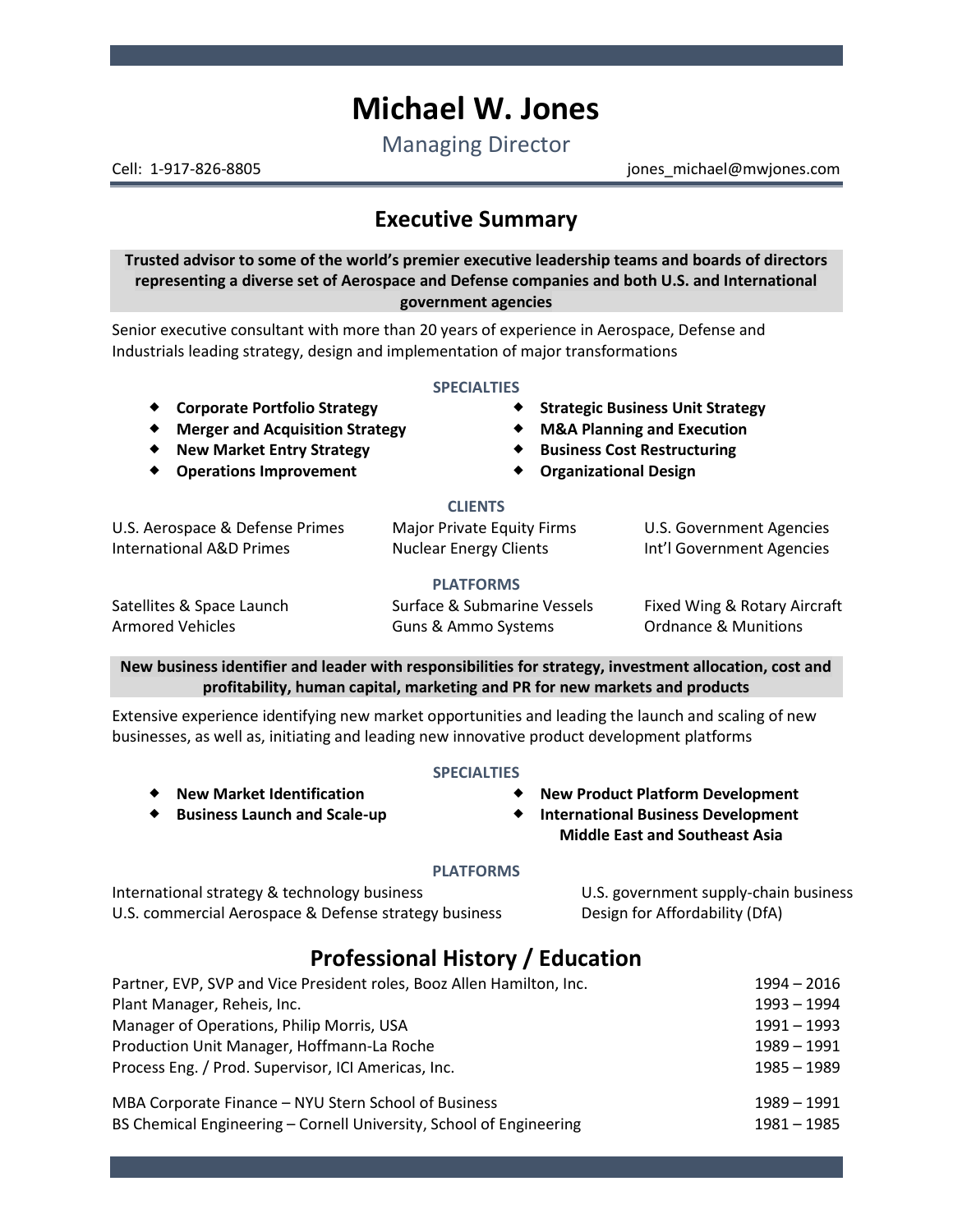# Michael W. Jones

Managing Director

Cell: 1-917-826-8805 jones_michael@mwjones.com

## Executive Summary

**Trusted advisor to some of the world's premier executive leadership teams and boards of directors representing a diverse set of Aerospace and Defense companies and both U.S. and International government agencies**

Senior executive consultant with more than 20 years of experience in Aerospace, Defense and Industrials leading strategy, design and implementation of major transformations

**SPECIALTIES**

- **Corporate Portfolio Strategy**
- **Merger and Acquisition Strategy**
- **New Market Entry Strategy**
- **Operations Improvement**
- **Strategic Business Unit Strategy**
- **M&A Planning and Execution**
- **Business Cost Restructuring**
- **Organizational Design**

**CLIENTS**

| | | |
|---|---|---|
| U.S. Aerospace & Defense Primes | Major Private Equity Firms | U.S. Government Agencies |
| International A&D Primes | Nuclear Energy Clients | Int'l Government Agencies |

**PLATFORMS**

| | | |
|---|---|---|
| Satellites & Space Launch | Surface & Submarine Vessels | Fixed Wing & Rotary Aircraft |
| Armored Vehicles | Guns & Ammo Systems | Ordnance & Munitions |

**New business identifier and leader with responsibilities for strategy, investment allocation, cost and profitability, human capital, marketing and PR for new markets and products**

Extensive experience identifying new market opportunities and leading the launch and scaling of new businesses, as well as, initiating and leading new innovative product development platforms

**SPECIALTIES**

- **New Market Identification**
- **Business Launch and Scale-up**
- **New Product Platform Development**
- **International Business Development Middle East and Southeast Asia**

**PLATFORMS**

| | |
|---|---|
| International strategy & technology business | U.S. government supply-chain business |
| U.S. commercial Aerospace & Defense strategy business | Design for Affordability (DfA) |

## Professional History / Education

| | |
|---|---|
| Partner, EVP, SVP and Vice President roles, Booz Allen Hamilton, Inc. | 1994 – 2016 |
| Plant Manager, Reheis, Inc. | 1993 – 1994 |
| Manager of Operations, Philip Morris, USA | 1991 – 1993 |
| Production Unit Manager, Hoffmann-La Roche | 1989 – 1991 |
| Process Eng. / Prod. Supervisor, ICI Americas, Inc. | 1985 – 1989 |

| | |
|---|---|
| MBA Corporate Finance – NYU Stern School of Business | 1989 – 1991 |
| BS Chemical Engineering – Cornell University, School of Engineering | 1981 – 1985 |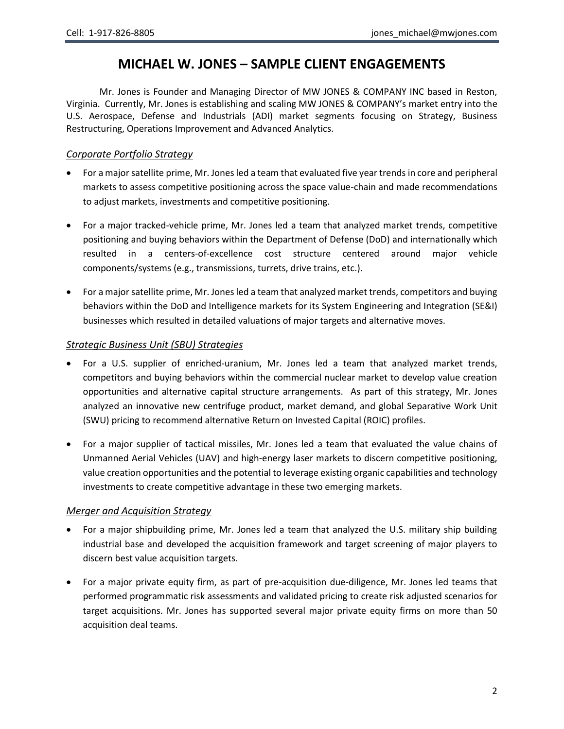# MICHAEL W. JONES – SAMPLE CLIENT ENGAGEMENTS

Mr. Jones is Founder and Managing Director of MW JONES & COMPANY INC based in Reston, Virginia. Currently, Mr. Jones is establishing and scaling MW JONES & COMPANY's market entry into the U.S. Aerospace, Defense and Industrials (ADI) market segments focusing on Strategy, Business Restructuring, Operations Improvement and Advanced Analytics.

### *Corporate Portfolio Strategy*

- For a major satellite prime, Mr. Jones led a team that evaluated five year trends in core and peripheral markets to assess competitive positioning across the space value-chain and made recommendations to adjust markets, investments and competitive positioning.

- For a major tracked-vehicle prime, Mr. Jones led a team that analyzed market trends, competitive positioning and buying behaviors within the Department of Defense (DoD) and internationally which resulted in a centers-of-excellence cost structure centered around major vehicle components/systems (e.g., transmissions, turrets, drive trains, etc.).

- For a major satellite prime, Mr. Jones led a team that analyzed market trends, competitors and buying behaviors within the DoD and Intelligence markets for its System Engineering and Integration (SE&I) businesses which resulted in detailed valuations of major targets and alternative moves.

### *Strategic Business Unit (SBU) Strategies*

- For a U.S. supplier of enriched-uranium, Mr. Jones led a team that analyzed market trends, competitors and buying behaviors within the commercial nuclear market to develop value creation opportunities and alternative capital structure arrangements. As part of this strategy, Mr. Jones analyzed an innovative new centrifuge product, market demand, and global Separative Work Unit (SWU) pricing to recommend alternative Return on Invested Capital (ROIC) profiles.

- For a major supplier of tactical missiles, Mr. Jones led a team that evaluated the value chains of Unmanned Aerial Vehicles (UAV) and high-energy laser markets to discern competitive positioning, value creation opportunities and the potential to leverage existing organic capabilities and technology investments to create competitive advantage in these two emerging markets.

### *Merger and Acquisition Strategy*

- For a major shipbuilding prime, Mr. Jones led a team that analyzed the U.S. military ship building industrial base and developed the acquisition framework and target screening of major players to discern best value acquisition targets.

- For a major private equity firm, as part of pre-acquisition due-diligence, Mr. Jones led teams that performed programmatic risk assessments and validated pricing to create risk adjusted scenarios for target acquisitions. Mr. Jones has supported several major private equity firms on more than 50 acquisition deal teams.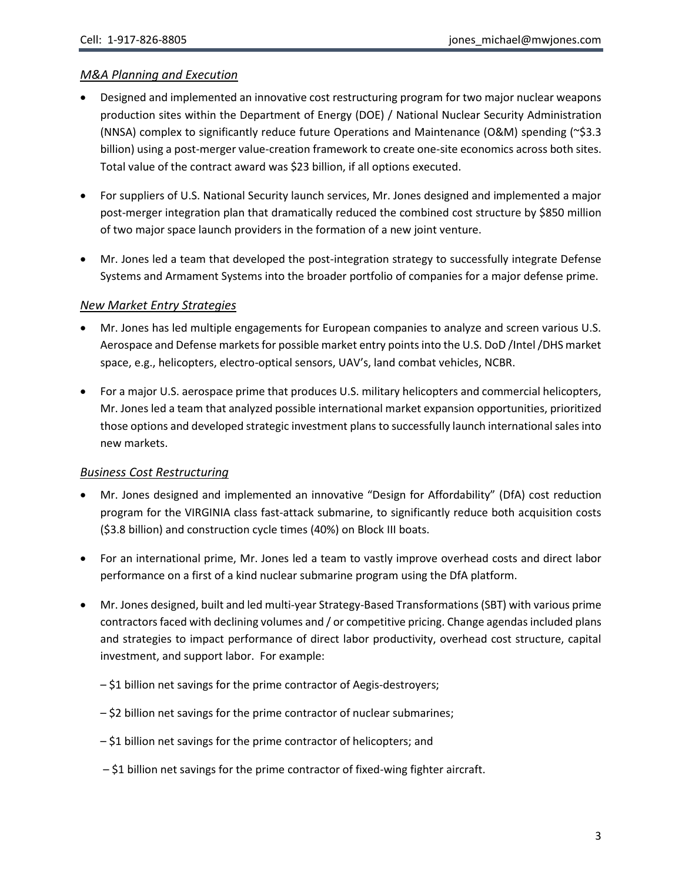*M&A Planning and Execution*

- Designed and implemented an innovative cost restructuring program for two major nuclear weapons production sites within the Department of Energy (DOE) / National Nuclear Security Administration (NNSA) complex to significantly reduce future Operations and Maintenance (O&M) spending (~$3.3 billion) using a post-merger value-creation framework to create one-site economics across both sites. Total value of the contract award was $23 billion, if all options executed.
- For suppliers of U.S. National Security launch services, Mr. Jones designed and implemented a major post-merger integration plan that dramatically reduced the combined cost structure by $850 million of two major space launch providers in the formation of a new joint venture.
- Mr. Jones led a team that developed the post-integration strategy to successfully integrate Defense Systems and Armament Systems into the broader portfolio of companies for a major defense prime.

*New Market Entry Strategies*

- Mr. Jones has led multiple engagements for European companies to analyze and screen various U.S. Aerospace and Defense markets for possible market entry points into the U.S. DoD /Intel /DHS market space, e.g., helicopters, electro-optical sensors, UAV's, land combat vehicles, NCBR.
- For a major U.S. aerospace prime that produces U.S. military helicopters and commercial helicopters, Mr. Jones led a team that analyzed possible international market expansion opportunities, prioritized those options and developed strategic investment plans to successfully launch international sales into new markets.

*Business Cost Restructuring*

- Mr. Jones designed and implemented an innovative "Design for Affordability" (DfA) cost reduction program for the VIRGINIA class fast-attack submarine, to significantly reduce both acquisition costs ($3.8 billion) and construction cycle times (40%) on Block III boats.
- For an international prime, Mr. Jones led a team to vastly improve overhead costs and direct labor performance on a first of a kind nuclear submarine program using the DfA platform.
- Mr. Jones designed, built and led multi-year Strategy-Based Transformations (SBT) with various prime contractors faced with declining volumes and / or competitive pricing. Change agendas included plans and strategies to impact performance of direct labor productivity, overhead cost structure, capital investment, and support labor. For example:

  – $1 billion net savings for the prime contractor of Aegis-destroyers;

  – $2 billion net savings for the prime contractor of nuclear submarines;

  – $1 billion net savings for the prime contractor of helicopters; and

  – $1 billion net savings for the prime contractor of fixed-wing fighter aircraft.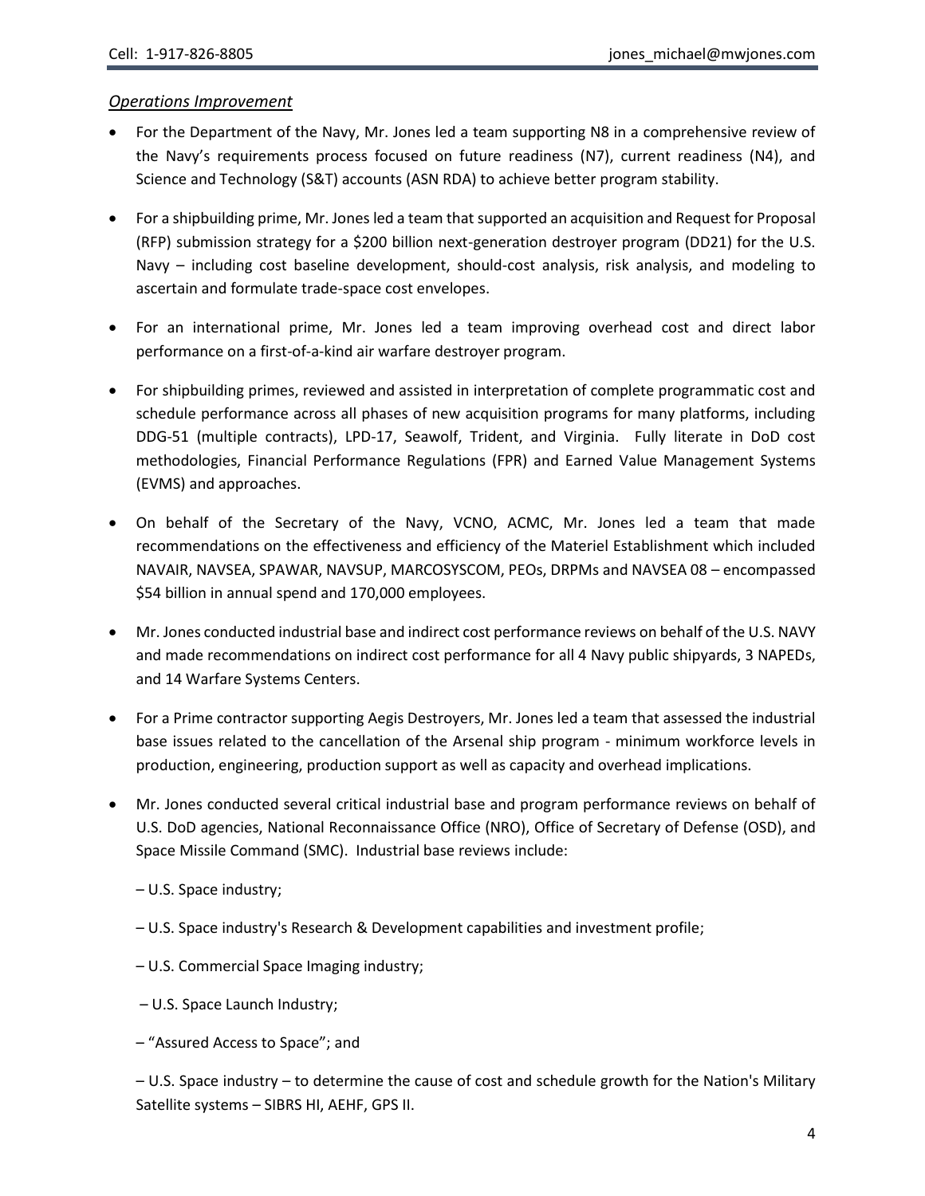*Operations Improvement*

- For the Department of the Navy, Mr. Jones led a team supporting N8 in a comprehensive review of the Navy's requirements process focused on future readiness (N7), current readiness (N4), and Science and Technology (S&T) accounts (ASN RDA) to achieve better program stability.

- For a shipbuilding prime, Mr. Jones led a team that supported an acquisition and Request for Proposal (RFP) submission strategy for a $200 billion next-generation destroyer program (DD21) for the U.S. Navy – including cost baseline development, should-cost analysis, risk analysis, and modeling to ascertain and formulate trade-space cost envelopes.

- For an international prime, Mr. Jones led a team improving overhead cost and direct labor performance on a first-of-a-kind air warfare destroyer program.

- For shipbuilding primes, reviewed and assisted in interpretation of complete programmatic cost and schedule performance across all phases of new acquisition programs for many platforms, including DDG-51 (multiple contracts), LPD-17, Seawolf, Trident, and Virginia. Fully literate in DoD cost methodologies, Financial Performance Regulations (FPR) and Earned Value Management Systems (EVMS) and approaches.

- On behalf of the Secretary of the Navy, VCNO, ACMC, Mr. Jones led a team that made recommendations on the effectiveness and efficiency of the Materiel Establishment which included NAVAIR, NAVSEA, SPAWAR, NAVSUP, MARCOSYSCOM, PEOs, DRPMs and NAVSEA 08 – encompassed $54 billion in annual spend and 170,000 employees.

- Mr. Jones conducted industrial base and indirect cost performance reviews on behalf of the U.S. NAVY and made recommendations on indirect cost performance for all 4 Navy public shipyards, 3 NAPEDs, and 14 Warfare Systems Centers.

- For a Prime contractor supporting Aegis Destroyers, Mr. Jones led a team that assessed the industrial base issues related to the cancellation of the Arsenal ship program - minimum workforce levels in production, engineering, production support as well as capacity and overhead implications.

- Mr. Jones conducted several critical industrial base and program performance reviews on behalf of U.S. DoD agencies, National Reconnaissance Office (NRO), Office of Secretary of Defense (OSD), and Space Missile Command (SMC). Industrial base reviews include:

  – U.S. Space industry;

  – U.S. Space industry's Research & Development capabilities and investment profile;

  – U.S. Commercial Space Imaging industry;

  – U.S. Space Launch Industry;

  – "Assured Access to Space"; and

  – U.S. Space industry – to determine the cause of cost and schedule growth for the Nation's Military Satellite systems – SIBRS HI, AEHF, GPS II.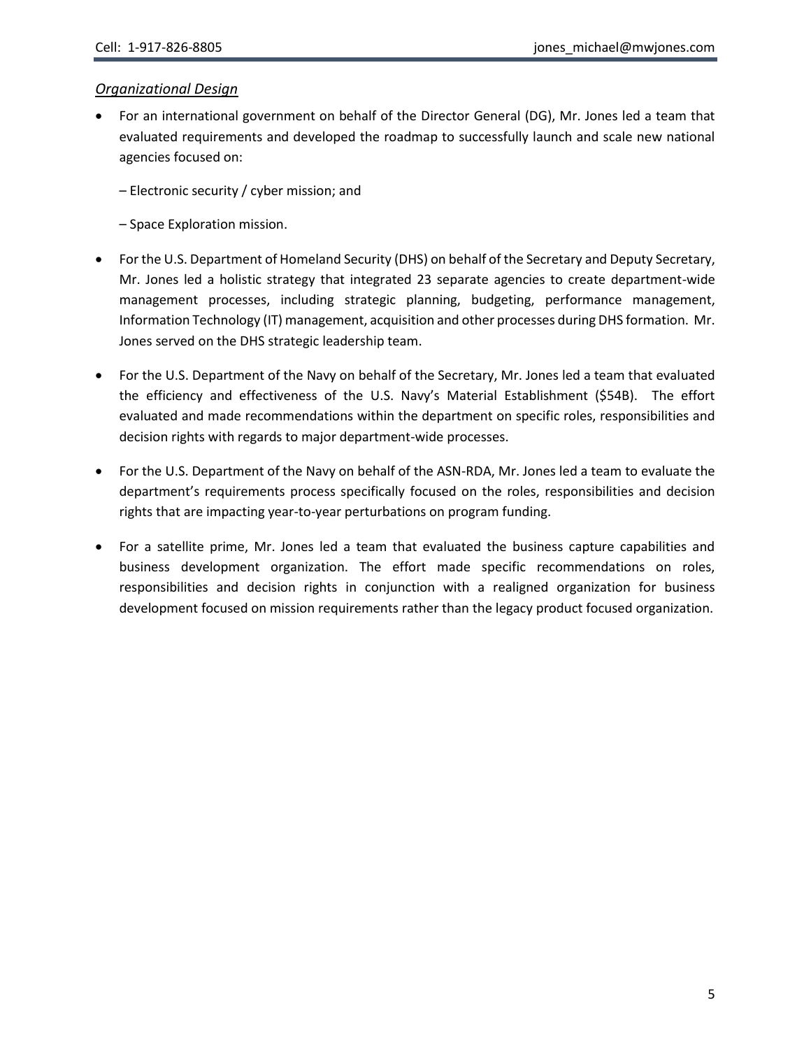*Organizational Design*

- For an international government on behalf of the Director General (DG), Mr. Jones led a team that evaluated requirements and developed the roadmap to successfully launch and scale new national agencies focused on:

  – Electronic security / cyber mission; and

  – Space Exploration mission.

- For the U.S. Department of Homeland Security (DHS) on behalf of the Secretary and Deputy Secretary, Mr. Jones led a holistic strategy that integrated 23 separate agencies to create department-wide management processes, including strategic planning, budgeting, performance management, Information Technology (IT) management, acquisition and other processes during DHS formation. Mr. Jones served on the DHS strategic leadership team.

- For the U.S. Department of the Navy on behalf of the Secretary, Mr. Jones led a team that evaluated the efficiency and effectiveness of the U.S. Navy's Material Establishment ($54B). The effort evaluated and made recommendations within the department on specific roles, responsibilities and decision rights with regards to major department-wide processes.

- For the U.S. Department of the Navy on behalf of the ASN-RDA, Mr. Jones led a team to evaluate the department's requirements process specifically focused on the roles, responsibilities and decision rights that are impacting year-to-year perturbations on program funding.

- For a satellite prime, Mr. Jones led a team that evaluated the business capture capabilities and business development organization. The effort made specific recommendations on roles, responsibilities and decision rights in conjunction with a realigned organization for business development focused on mission requirements rather than the legacy product focused organization.